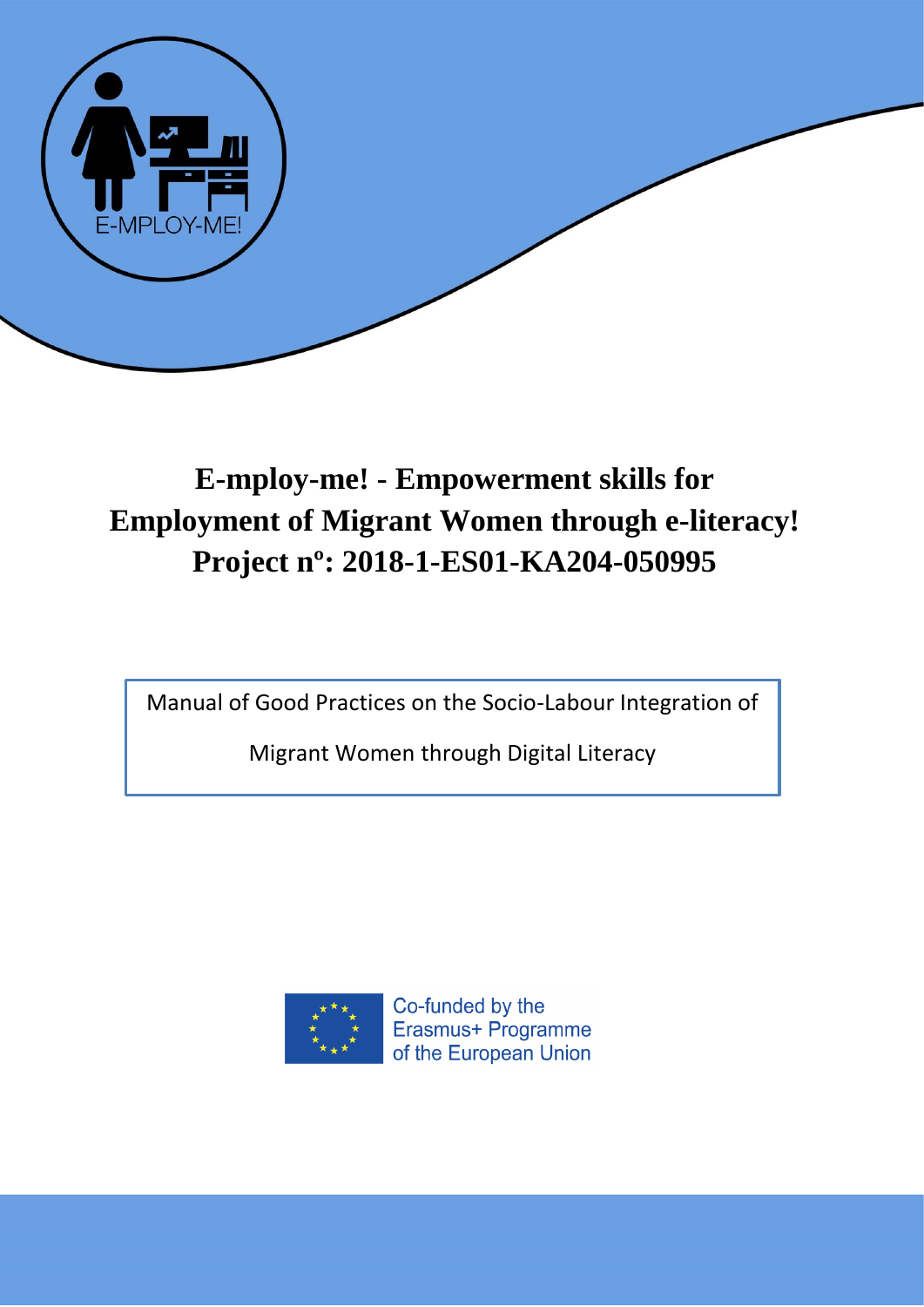E-MPLOY-ME!

# E-mploy-me! - Empowerment skills for Employment of Migrant Women through e-literacy!
# Project nº: 2018-1-ES01-KA204-050995

Manual of Good Practices on the Socio-Labour Integration of Migrant Women through Digital Literacy

Co-funded by the Erasmus+ Programme of the European Union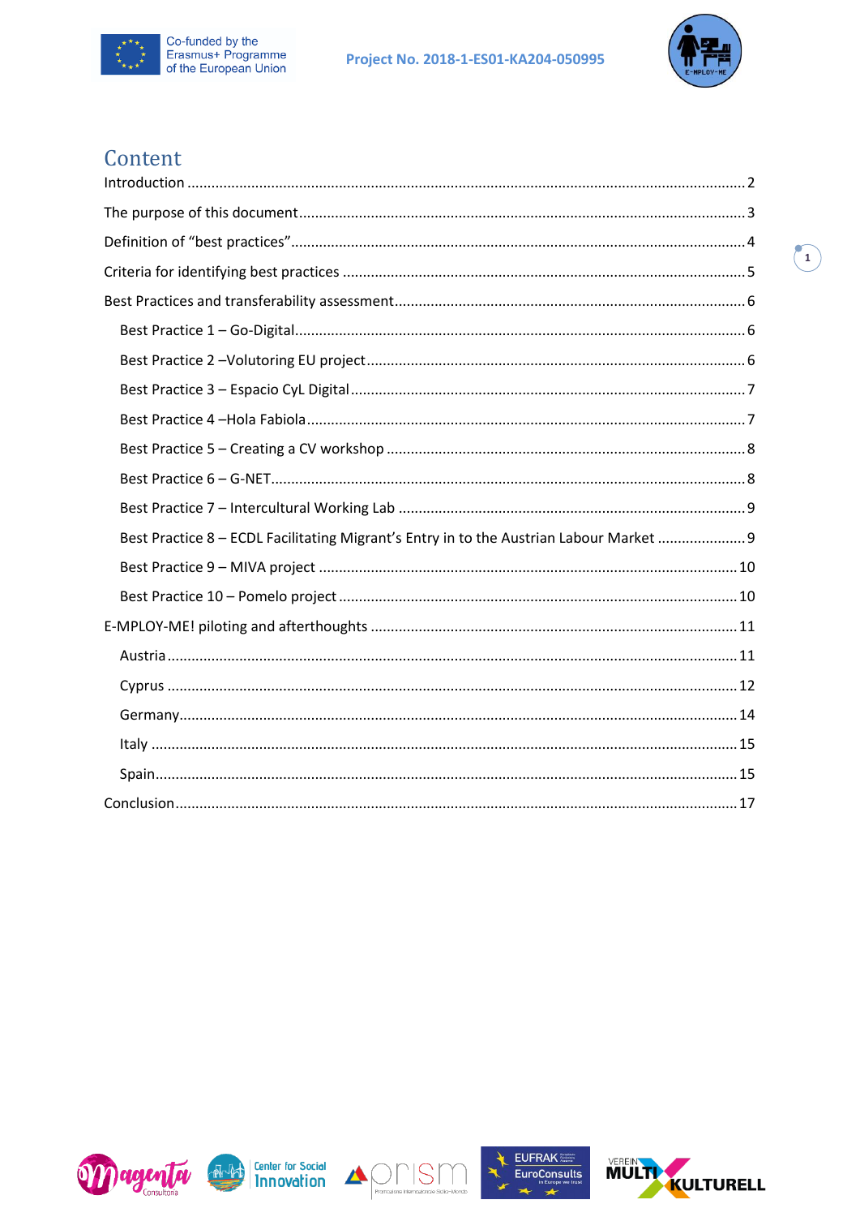# Content

Introduction ........................................................................................................................................2

The purpose of this document................................................................................................................3

Definition of "best practices"..................................................................................................................4

Criteria for identifying best practices .....................................................................................................5

Best Practices and transferability assessment.........................................................................................6

Best Practice 1 – Go-Digital................................................................................................................6

Best Practice 2 –Volutoring EU project..............................................................................................6

Best Practice 3 – Espacio CyL Digital..................................................................................................7

Best Practice 4 –Hola Fabiola............................................................................................................7

Best Practice 5 – Creating a CV workshop .........................................................................................8

Best Practice 6 – G-NET.......................................................................................................................8

Best Practice 7 – Intercultural Working Lab .......................................................................................9

Best Practice 8 – ECDL Facilitating Migrant's Entry in to the Austrian Labour Market ........................9

Best Practice 9 – MIVA project .........................................................................................................10

Best Practice 10 – Pomelo project....................................................................................................10

E-MPLOY-ME! piloting and afterthoughts ............................................................................................11

Austria..............................................................................................................................................11

Cyprus ..............................................................................................................................................12

Germany...........................................................................................................................................14

Italy ..................................................................................................................................................15

Spain.................................................................................................................................................15

Conclusion...........................................................................................................................................17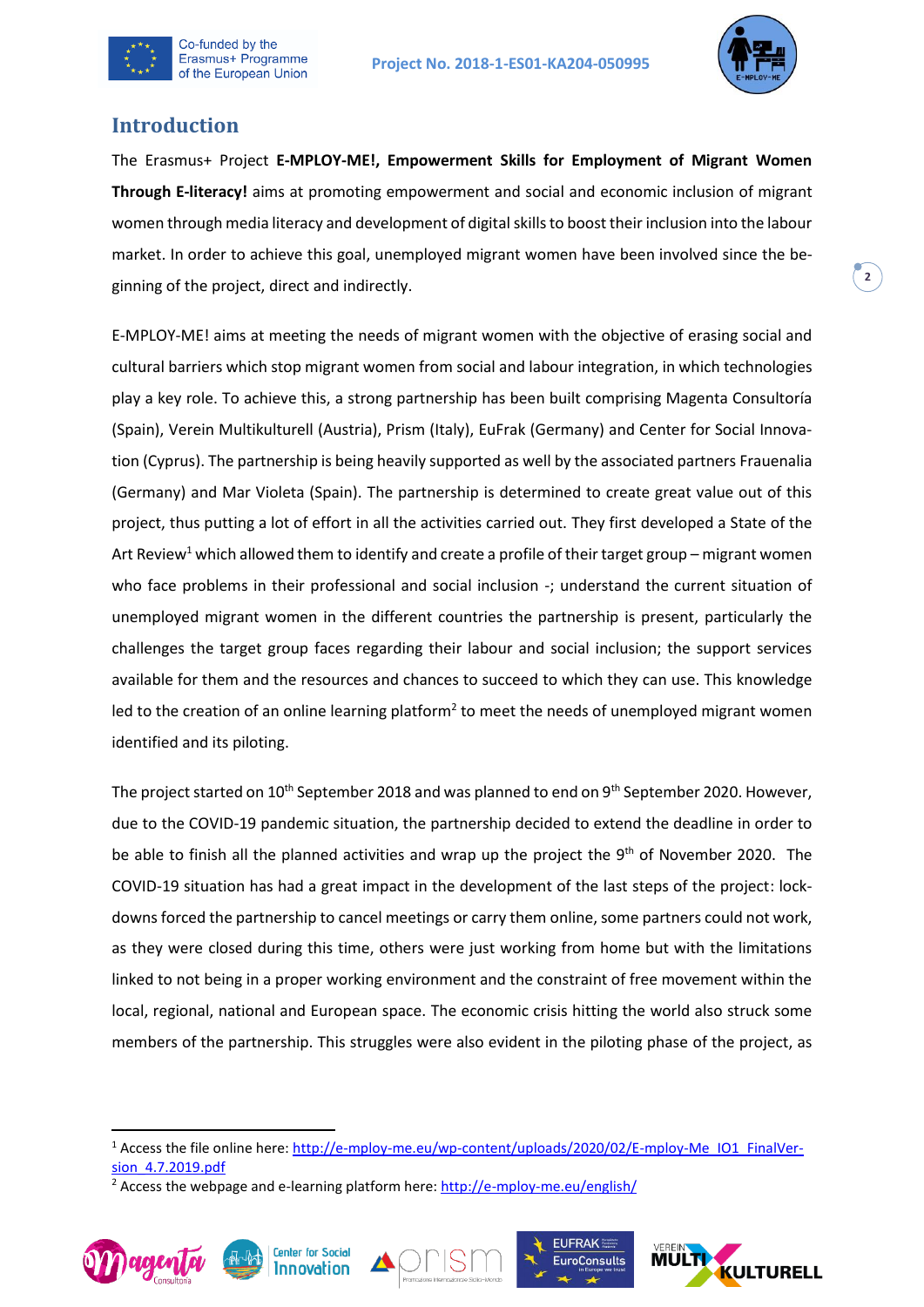# Introduction

The Erasmus+ Project **E-MPLOY-ME!, Empowerment Skills for Employment of Migrant Women Through E-literacy!** aims at promoting empowerment and social and economic inclusion of migrant women through media literacy and development of digital skills to boost their inclusion into the labour market. In order to achieve this goal, unemployed migrant women have been involved since the beginning of the project, direct and indirectly.

E-MPLOY-ME! aims at meeting the needs of migrant women with the objective of erasing social and cultural barriers which stop migrant women from social and labour integration, in which technologies play a key role. To achieve this, a strong partnership has been built comprising Magenta Consultoría (Spain), Verein Multikulturell (Austria), Prism (Italy), EuFrak (Germany) and Center for Social Innovation (Cyprus). The partnership is being heavily supported as well by the associated partners Frauenalia (Germany) and Mar Violeta (Spain). The partnership is determined to create great value out of this project, thus putting a lot of effort in all the activities carried out. They first developed a State of the Art Review[1] which allowed them to identify and create a profile of their target group – migrant women who face problems in their professional and social inclusion -; understand the current situation of unemployed migrant women in the different countries the partnership is present, particularly the challenges the target group faces regarding their labour and social inclusion; the support services available for them and the resources and chances to succeed to which they can use. This knowledge led to the creation of an online learning platform[2] to meet the needs of unemployed migrant women identified and its piloting.

The project started on 10th September 2018 and was planned to end on 9th September 2020. However, due to the COVID-19 pandemic situation, the partnership decided to extend the deadline in order to be able to finish all the planned activities and wrap up the project the 9th of November 2020. The COVID-19 situation has had a great impact in the development of the last steps of the project: lockdowns forced the partnership to cancel meetings or carry them online, some partners could not work, as they were closed during this time, others were just working from home but with the limitations linked to not being in a proper working environment and the constraint of free movement within the local, regional, national and European space. The economic crisis hitting the world also struck some members of the partnership. This struggles were also evident in the piloting phase of the project, as

[1] Access the file online here: http://e-mploy-me.eu/wp-content/uploads/2020/02/E-mploy-Me_IO1_FinalVersion_4.7.2019.pdf

[2] Access the webpage and e-learning platform here: http://e-mploy-me.eu/english/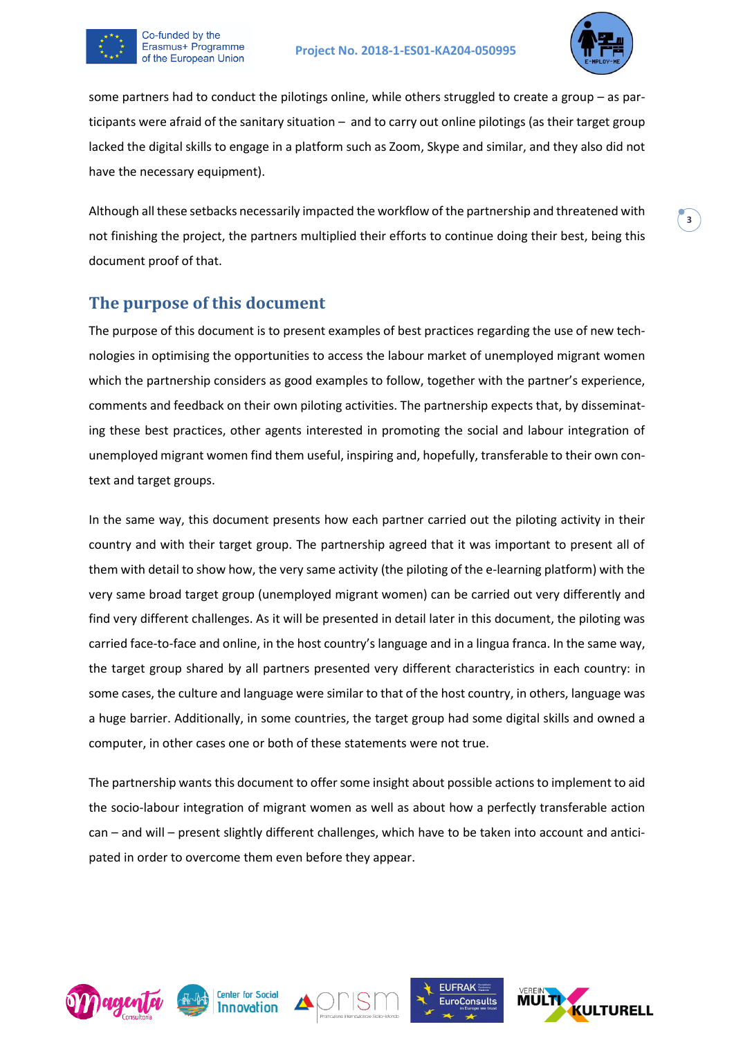some partners had to conduct the pilotings online, while others struggled to create a group – as participants were afraid of the sanitary situation – and to carry out online pilotings (as their target group lacked the digital skills to engage in a platform such as Zoom, Skype and similar, and they also did not have the necessary equipment).

Although all these setbacks necessarily impacted the workflow of the partnership and threatened with not finishing the project, the partners multiplied their efforts to continue doing their best, being this document proof of that.

## The purpose of this document

The purpose of this document is to present examples of best practices regarding the use of new technologies in optimising the opportunities to access the labour market of unemployed migrant women which the partnership considers as good examples to follow, together with the partner's experience, comments and feedback on their own piloting activities. The partnership expects that, by disseminating these best practices, other agents interested in promoting the social and labour integration of unemployed migrant women find them useful, inspiring and, hopefully, transferable to their own context and target groups.

In the same way, this document presents how each partner carried out the piloting activity in their country and with their target group. The partnership agreed that it was important to present all of them with detail to show how, the very same activity (the piloting of the e-learning platform) with the very same broad target group (unemployed migrant women) can be carried out very differently and find very different challenges. As it will be presented in detail later in this document, the piloting was carried face-to-face and online, in the host country's language and in a lingua franca. In the same way, the target group shared by all partners presented very different characteristics in each country: in some cases, the culture and language were similar to that of the host country, in others, language was a huge barrier. Additionally, in some countries, the target group had some digital skills and owned a computer, in other cases one or both of these statements were not true.

The partnership wants this document to offer some insight about possible actions to implement to aid the socio-labour integration of migrant women as well as about how a perfectly transferable action can – and will – present slightly different challenges, which have to be taken into account and anticipated in order to overcome them even before they appear.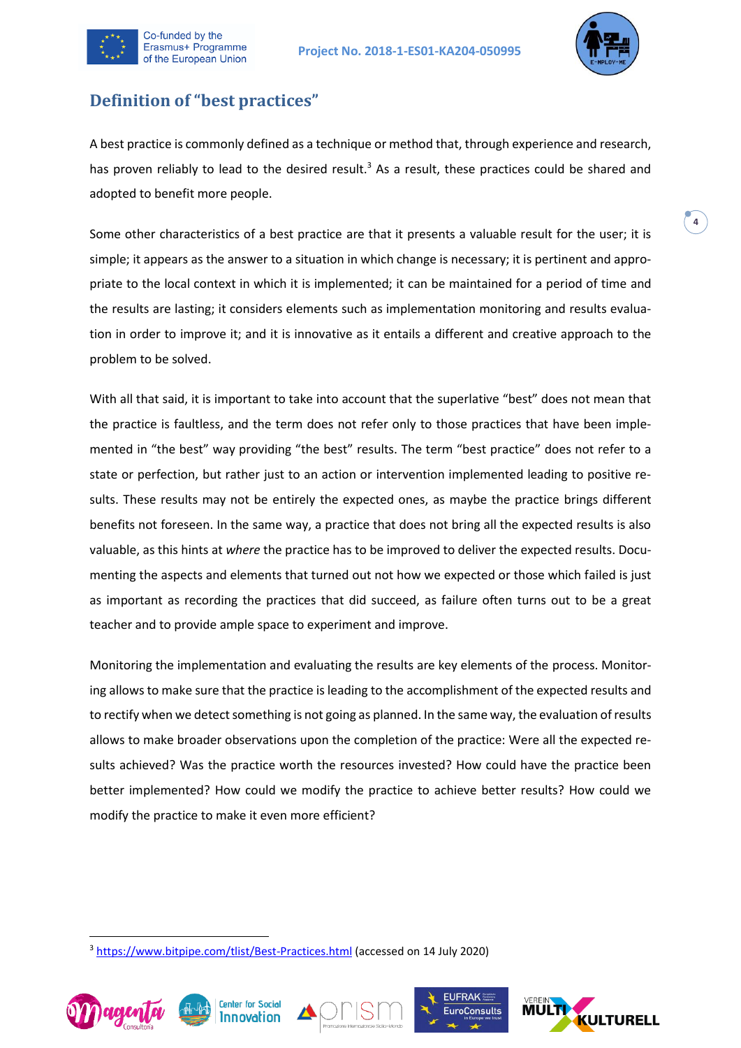## Definition of "best practices"

A best practice is commonly defined as a technique or method that, through experience and research, has proven reliably to lead to the desired result.[3] As a result, these practices could be shared and adopted to benefit more people.

Some other characteristics of a best practice are that it presents a valuable result for the user; it is simple; it appears as the answer to a situation in which change is necessary; it is pertinent and appropriate to the local context in which it is implemented; it can be maintained for a period of time and the results are lasting; it considers elements such as implementation monitoring and results evaluation in order to improve it; and it is innovative as it entails a different and creative approach to the problem to be solved.

With all that said, it is important to take into account that the superlative "best" does not mean that the practice is faultless, and the term does not refer only to those practices that have been implemented in "the best" way providing "the best" results. The term "best practice" does not refer to a state or perfection, but rather just to an action or intervention implemented leading to positive results. These results may not be entirely the expected ones, as maybe the practice brings different benefits not foreseen. In the same way, a practice that does not bring all the expected results is also valuable, as this hints at *where* the practice has to be improved to deliver the expected results. Documenting the aspects and elements that turned out not how we expected or those which failed is just as important as recording the practices that did succeed, as failure often turns out to be a great teacher and to provide ample space to experiment and improve.

Monitoring the implementation and evaluating the results are key elements of the process. Monitoring allows to make sure that the practice is leading to the accomplishment of the expected results and to rectify when we detect something is not going as planned. In the same way, the evaluation of results allows to make broader observations upon the completion of the practice: Were all the expected results achieved? Was the practice worth the resources invested? How could have the practice been better implemented? How could we modify the practice to achieve better results? How could we modify the practice to make it even more efficient?

---

[3] https://www.bitpipe.com/tlist/Best-Practices.html (accessed on 14 July 2020)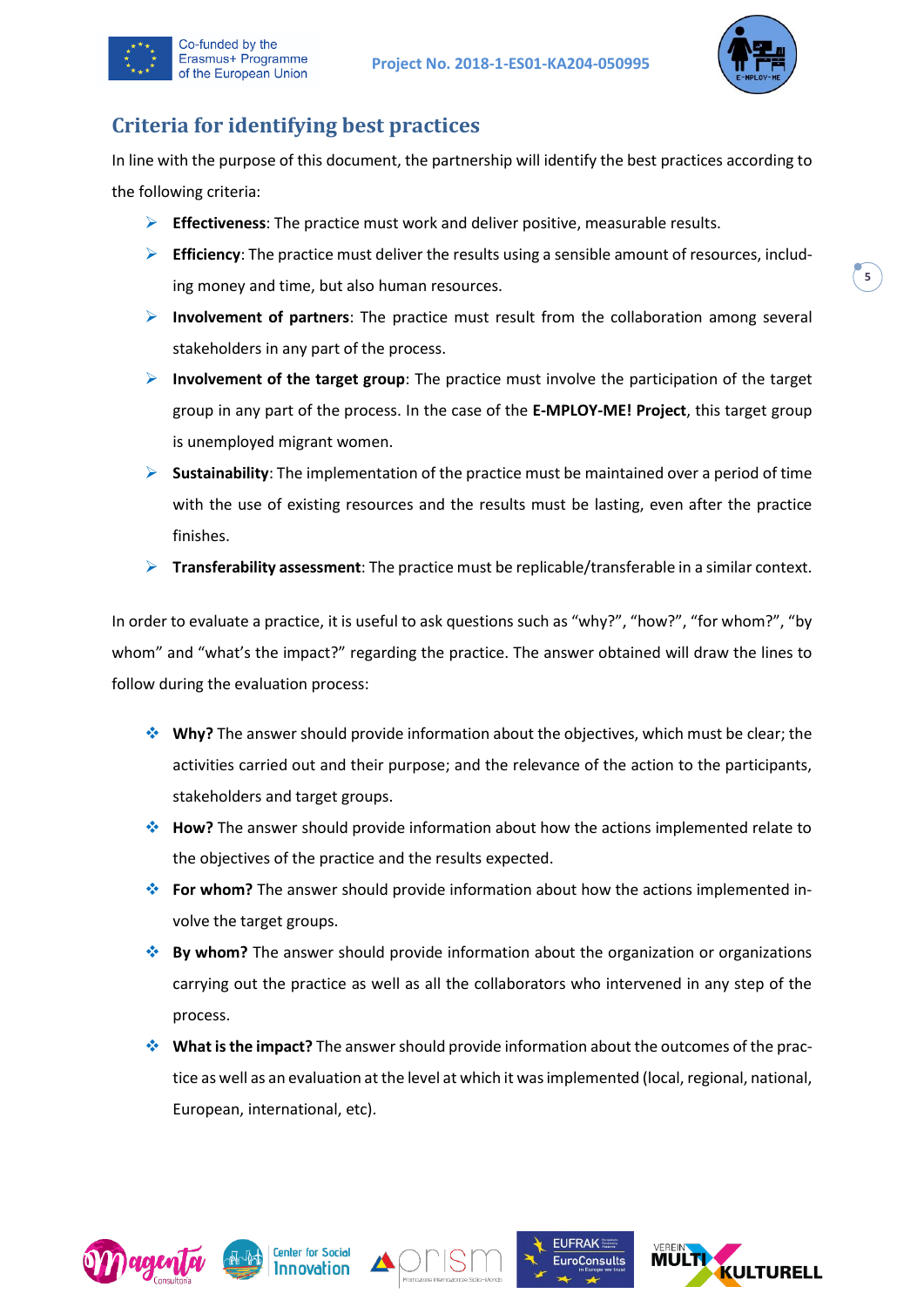## Criteria for identifying best practices

In line with the purpose of this document, the partnership will identify the best practices according to the following criteria:

- **Effectiveness**: The practice must work and deliver positive, measurable results.
- **Efficiency**: The practice must deliver the results using a sensible amount of resources, including money and time, but also human resources.
- **Involvement of partners**: The practice must result from the collaboration among several stakeholders in any part of the process.
- **Involvement of the target group**: The practice must involve the participation of the target group in any part of the process. In the case of the **E-MPLOY-ME! Project**, this target group is unemployed migrant women.
- **Sustainability**: The implementation of the practice must be maintained over a period of time with the use of existing resources and the results must be lasting, even after the practice finishes.
- **Transferability assessment**: The practice must be replicable/transferable in a similar context.

In order to evaluate a practice, it is useful to ask questions such as "why?", "how?", "for whom?", "by whom" and "what's the impact?" regarding the practice. The answer obtained will draw the lines to follow during the evaluation process:

- **Why?** The answer should provide information about the objectives, which must be clear; the activities carried out and their purpose; and the relevance of the action to the participants, stakeholders and target groups.
- **How?** The answer should provide information about how the actions implemented relate to the objectives of the practice and the results expected.
- **For whom?** The answer should provide information about how the actions implemented involve the target groups.
- **By whom?** The answer should provide information about the organization or organizations carrying out the practice as well as all the collaborators who intervened in any step of the process.
- **What is the impact?** The answer should provide information about the outcomes of the practice as well as an evaluation at the level at which it was implemented (local, regional, national, European, international, etc).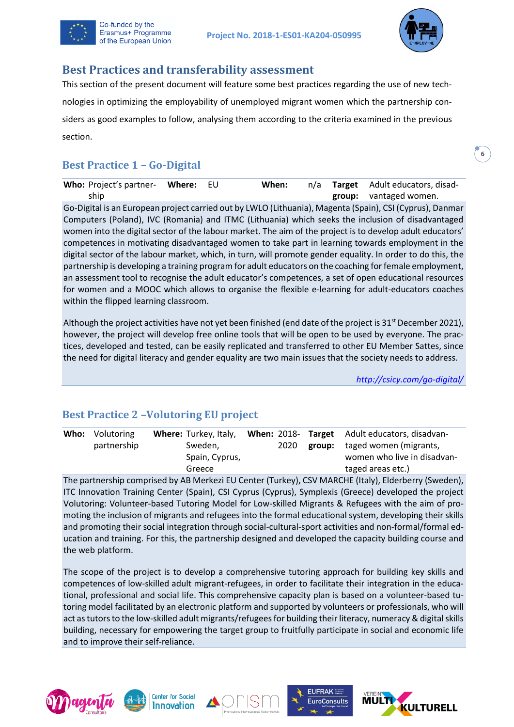## Best Practices and transferability assessment

This section of the present document will feature some best practices regarding the use of new technologies in optimizing the employability of unemployed migrant women which the partnership considers as good examples to follow, analysing them according to the criteria examined in the previous section.

### Best Practice 1 – Go-Digital

| **Who:** | Project's partnership | **Where:** | EU | **When:** | n/a | **Target group:** | Adult educators, disadvantaged women. |
|---|---|---|---|---|---|---|---|

Go-Digital is an European project carried out by LWLO (Lithuania), Magenta (Spain), CSI (Cyprus), Danmar Computers (Poland), IVC (Romania) and ITMC (Lithuania) which seeks the inclusion of disadvantaged women into the digital sector of the labour market. The aim of the project is to develop adult educators' competences in motivating disadvantaged women to take part in learning towards employment in the digital sector of the labour market, which, in turn, will promote gender equality. In order to do this, the partnership is developing a training program for adult educators on the coaching for female employment, an assessment tool to recognise the adult educator's competences, a set of open educational resources for women and a MOOC which allows to organise the flexible e-learning for adult-educators coaches within the flipped learning classroom.

Although the project activities have not yet been finished (end date of the project is 31st December 2021), however, the project will develop free online tools that will be open to be used by everyone. The practices, developed and tested, can be easily replicated and transferred to other EU Member Sattes, since the need for digital literacy and gender equality are two main issues that the society needs to address.

*http://csicy.com/go-digital/*

### Best Practice 2 –Volutoring EU project

| **Who:** | Volutoring partnership | **Where:** | Turkey, Italy, Sweden, Spain, Cyprus, Greece | **When:** | 2018-2020 | **Target group:** | Adult educators, disadvantaged women (migrants, women who live in disadvantaged areas etc.) |
|---|---|---|---|---|---|---|---|

The partnership comprised by AB Merkezi EU Center (Turkey), CSV MARCHE (Italy), Elderberry (Sweden), ITC Innovation Training Center (Spain), CSI Cyprus (Cyprus), Symplexis (Greece) developed the project Volutoring: Volunteer-based Tutoring Model for Low-skilled Migrants & Refugees with the aim of promoting the inclusion of migrants and refugees into the formal educational system, developing their skills and promoting their social integration through social-cultural-sport activities and non-formal/formal education and training. For this, the partnership designed and developed the capacity building course and the web platform.

The scope of the project is to develop a comprehensive tutoring approach for building key skills and competences of low-skilled adult migrant-refugees, in order to facilitate their integration in the educational, professional and social life. This comprehensive capacity plan is based on a volunteer-based tutoring model facilitated by an electronic platform and supported by volunteers or professionals, who will act as tutors to the low-skilled adult migrants/refugees for building their literacy, numeracy & digital skills building, necessary for empowering the target group to fruitfully participate in social and economic life and to improve their self-reliance.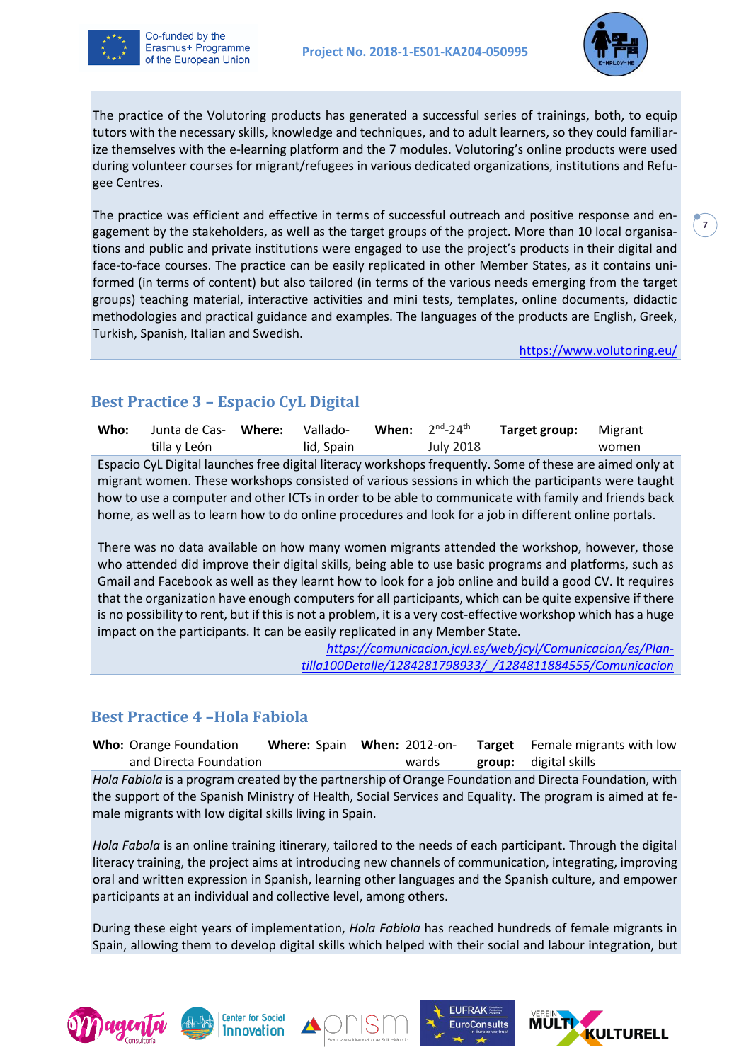The practice of the Volutoring products has generated a successful series of trainings, both, to equip tutors with the necessary skills, knowledge and techniques, and to adult learners, so they could familiarize themselves with the e-learning platform and the 7 modules. Volutoring's online products were used during volunteer courses for migrant/refugees in various dedicated organizations, institutions and Refugee Centres.

The practice was efficient and effective in terms of successful outreach and positive response and engagement by the stakeholders, as well as the target groups of the project. More than 10 local organisations and public and private institutions were engaged to use the project's products in their digital and face-to-face courses. The practice can be easily replicated in other Member States, as it contains uniformed (in terms of content) but also tailored (in terms of the various needs emerging from the target groups) teaching material, interactive activities and mini tests, templates, online documents, didactic methodologies and practical guidance and examples. The languages of the products are English, Greek, Turkish, Spanish, Italian and Swedish.

https://www.volutoring.eu/

## Best Practice 3 – Espacio CyL Digital

| **Who:** | Junta de Castilla y León | **Where:** | Valladolid, Spain | **When:** | 2nd-24th July 2018 | **Target group:** | Migrant women |
|---|---|---|---|---|---|---|---|

Espacio CyL Digital launches free digital literacy workshops frequently. Some of these are aimed only at migrant women. These workshops consisted of various sessions in which the participants were taught how to use a computer and other ICTs in order to be able to communicate with family and friends back home, as well as to learn how to do online procedures and look for a job in different online portals.

There was no data available on how many women migrants attended the workshop, however, those who attended did improve their digital skills, being able to use basic programs and platforms, such as Gmail and Facebook as well as they learnt how to look for a job online and build a good CV. It requires that the organization have enough computers for all participants, which can be quite expensive if there is no possibility to rent, but if this is not a problem, it is a very cost-effective workshop which has a huge impact on the participants. It can be easily replicated in any Member State.

*https://comunicacion.jcyl.es/web/jcyl/Comunicacion/es/Plantilla100Detalle/1284281798933/_/1284811884555/Comunicacion*

## Best Practice 4 –Hola Fabiola

| **Who:** | Orange Foundation and Directa Foundation | **Where:** | Spain | **When:** | 2012-onwards | **Target group:** | Female migrants with low digital skills |
|---|---|---|---|---|---|---|---|

*Hola Fabiola* is a program created by the partnership of Orange Foundation and Directa Foundation, with the support of the Spanish Ministry of Health, Social Services and Equality. The program is aimed at female migrants with low digital skills living in Spain.

*Hola Fabola* is an online training itinerary, tailored to the needs of each participant. Through the digital literacy training, the project aims at introducing new channels of communication, integrating, improving oral and written expression in Spanish, learning other languages and the Spanish culture, and empower participants at an individual and collective level, among others.

During these eight years of implementation, *Hola Fabiola* has reached hundreds of female migrants in Spain, allowing them to develop digital skills which helped with their social and labour integration, but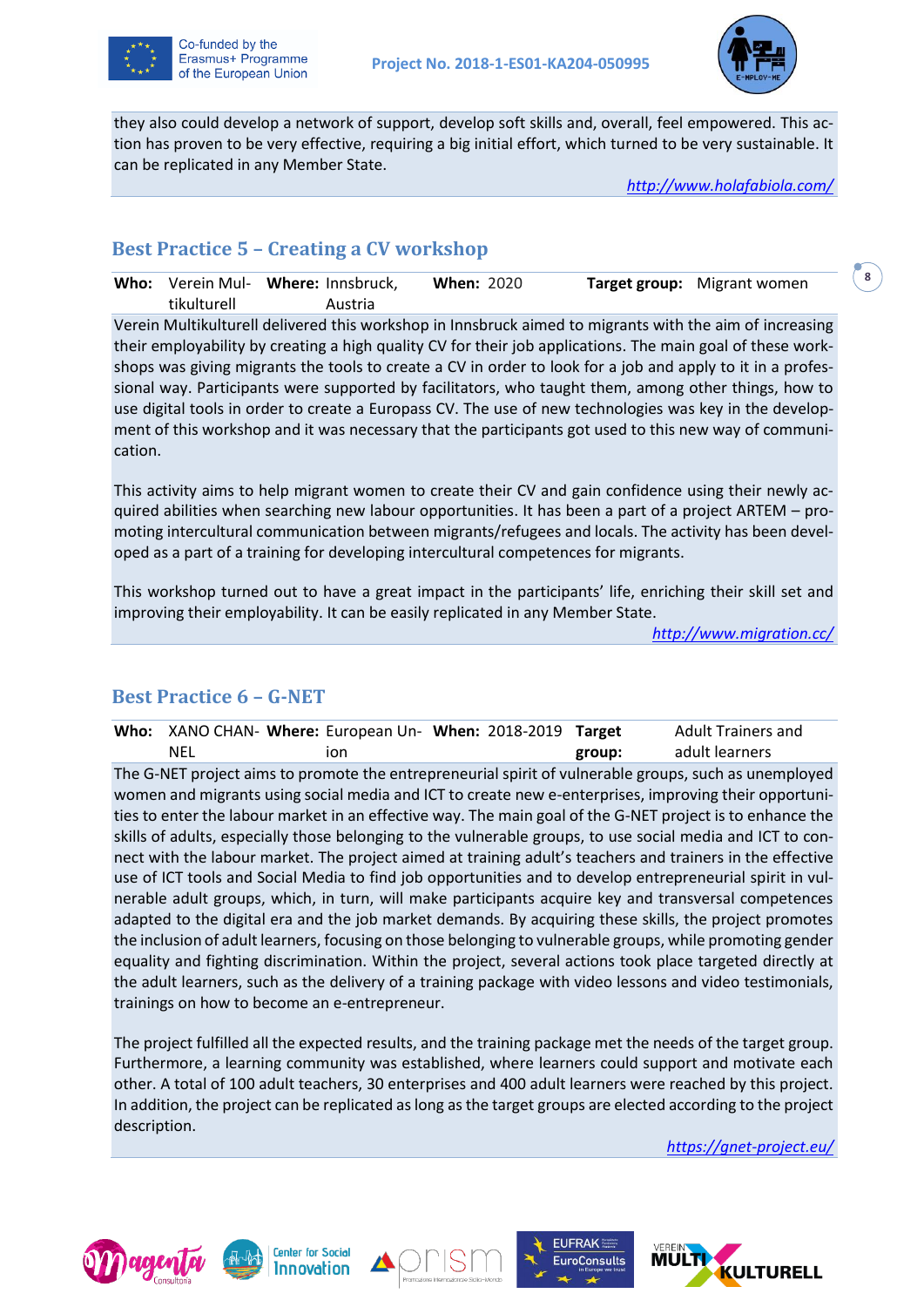they also could develop a network of support, develop soft skills and, overall, feel empowered. This action has proven to be very effective, requiring a big initial effort, which turned to be very sustainable. It can be replicated in any Member State.

http://www.holafabiola.com/

## Best Practice 5 – Creating a CV workshop

| **Who:** | Verein Multikulturell | **Where:** | Innsbruck, Austria | **When:** | 2020 | **Target group:** | Migrant women |
|---|---|---|---|---|---|---|---|

Verein Multikulturell delivered this workshop in Innsbruck aimed to migrants with the aim of increasing their employability by creating a high quality CV for their job applications. The main goal of these workshops was giving migrants the tools to create a CV in order to look for a job and apply to it in a professional way. Participants were supported by facilitators, who taught them, among other things, how to use digital tools in order to create a Europass CV. The use of new technologies was key in the development of this workshop and it was necessary that the participants got used to this new way of communication.

This activity aims to help migrant women to create their CV and gain confidence using their newly acquired abilities when searching new labour opportunities. It has been a part of a project ARTEM – promoting intercultural communication between migrants/refugees and locals. The activity has been developed as a part of a training for developing intercultural competences for migrants.

This workshop turned out to have a great impact in the participants' life, enriching their skill set and improving their employability. It can be easily replicated in any Member State.

http://www.migration.cc/

## Best Practice 6 – G-NET

| **Who:** | XANO CHANNEL | **Where:** | European Union | **When:** | 2018-2019 | **Target group:** | Adult Trainers and adult learners |
|---|---|---|---|---|---|---|---|

The G-NET project aims to promote the entrepreneurial spirit of vulnerable groups, such as unemployed women and migrants using social media and ICT to create new e-enterprises, improving their opportunities to enter the labour market in an effective way. The main goal of the G-NET project is to enhance the skills of adults, especially those belonging to the vulnerable groups, to use social media and ICT to connect with the labour market. The project aimed at training adult's teachers and trainers in the effective use of ICT tools and Social Media to find job opportunities and to develop entrepreneurial spirit in vulnerable adult groups, which, in turn, will make participants acquire key and transversal competences adapted to the digital era and the job market demands. By acquiring these skills, the project promotes the inclusion of adult learners, focusing on those belonging to vulnerable groups, while promoting gender equality and fighting discrimination. Within the project, several actions took place targeted directly at the adult learners, such as the delivery of a training package with video lessons and video testimonials, trainings on how to become an e-entrepreneur.

The project fulfilled all the expected results, and the training package met the needs of the target group. Furthermore, a learning community was established, where learners could support and motivate each other. A total of 100 adult teachers, 30 enterprises and 400 adult learners were reached by this project. In addition, the project can be replicated as long as the target groups are elected according to the project description.

https://gnet-project.eu/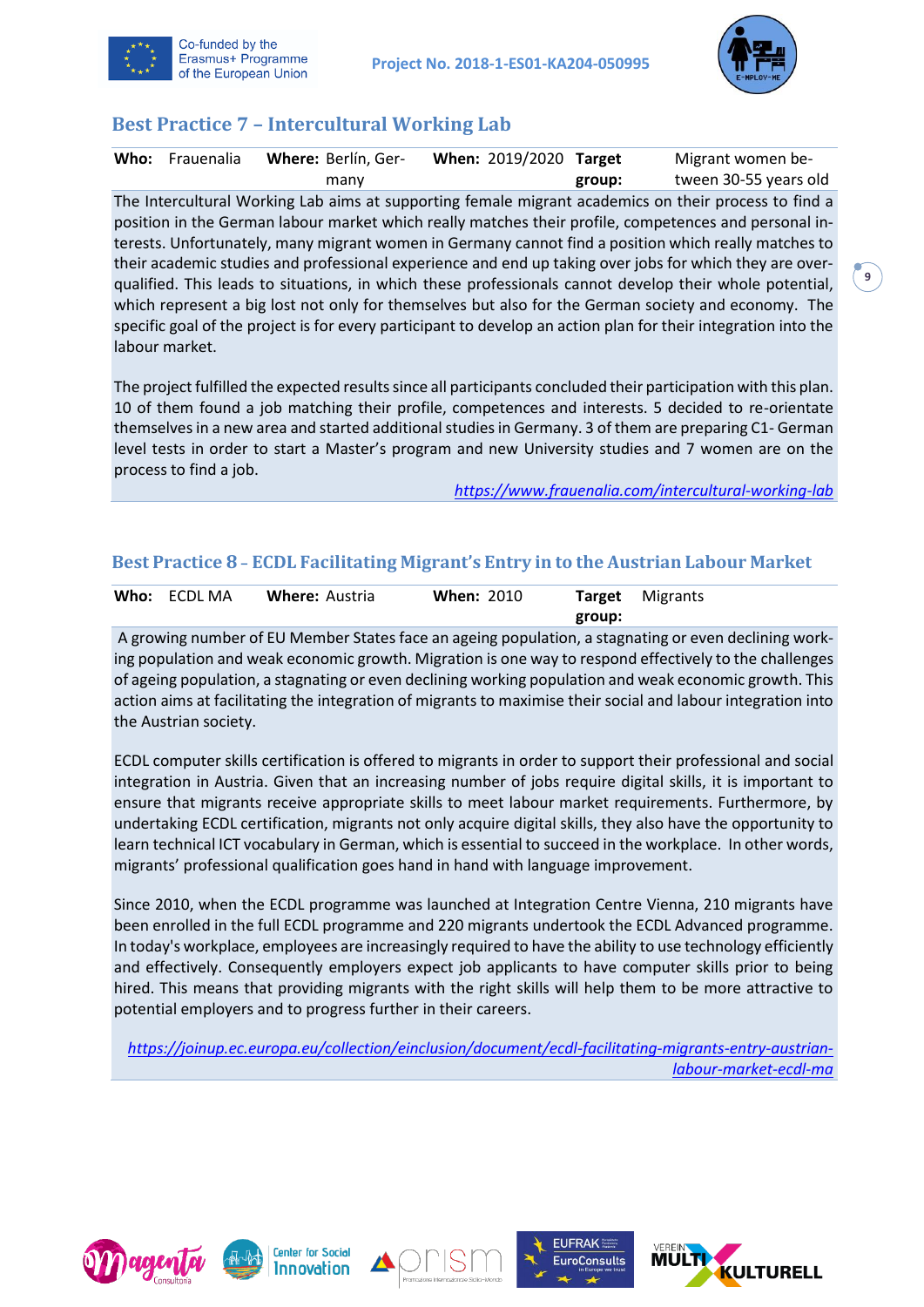## Best Practice 7 – Intercultural Working Lab

| **Who:** | Frauenalia | **Where:** | Berlín, Germany | **When:** | 2019/2020 | **Target group:** | Migrant women between 30-55 years old |
|---|---|---|---|---|---|---|---|

The Intercultural Working Lab aims at supporting female migrant academics on their process to find a position in the German labour market which really matches their profile, competences and personal interests. Unfortunately, many migrant women in Germany cannot find a position which really matches to their academic studies and professional experience and end up taking over jobs for which they are overqualified. This leads to situations, in which these professionals cannot develop their whole potential, which represent a big lost not only for themselves but also for the German society and economy. The specific goal of the project is for every participant to develop an action plan for their integration into the labour market.

The project fulfilled the expected results since all participants concluded their participation with this plan. 10 of them found a job matching their profile, competences and interests. 5 decided to re-orientate themselves in a new area and started additional studies in Germany. 3 of them are preparing C1- German level tests in order to start a Master's program and new University studies and 7 women are on the process to find a job.

*https://www.frauenalia.com/intercultural-working-lab*

## Best Practice 8 – ECDL Facilitating Migrant's Entry in to the Austrian Labour Market

| **Who:** | ECDL MA | **Where:** | Austria | **When:** | 2010 | **Target group:** | Migrants |
|---|---|---|---|---|---|---|---|

A growing number of EU Member States face an ageing population, a stagnating or even declining working population and weak economic growth. Migration is one way to respond effectively to the challenges of ageing population, a stagnating or even declining working population and weak economic growth. This action aims at facilitating the integration of migrants to maximise their social and labour integration into the Austrian society.

ECDL computer skills certification is offered to migrants in order to support their professional and social integration in Austria. Given that an increasing number of jobs require digital skills, it is important to ensure that migrants receive appropriate skills to meet labour market requirements. Furthermore, by undertaking ECDL certification, migrants not only acquire digital skills, they also have the opportunity to learn technical ICT vocabulary in German, which is essential to succeed in the workplace. In other words, migrants' professional qualification goes hand in hand with language improvement.

Since 2010, when the ECDL programme was launched at Integration Centre Vienna, 210 migrants have been enrolled in the full ECDL programme and 220 migrants undertook the ECDL Advanced programme. In today's workplace, employees are increasingly required to have the ability to use technology efficiently and effectively. Consequently employers expect job applicants to have computer skills prior to being hired. This means that providing migrants with the right skills will help them to be more attractive to potential employers and to progress further in their careers.

*https://joinup.ec.europa.eu/collection/einclusion/document/ecdl-facilitating-migrants-entry-austrian-labour-market-ecdl-ma*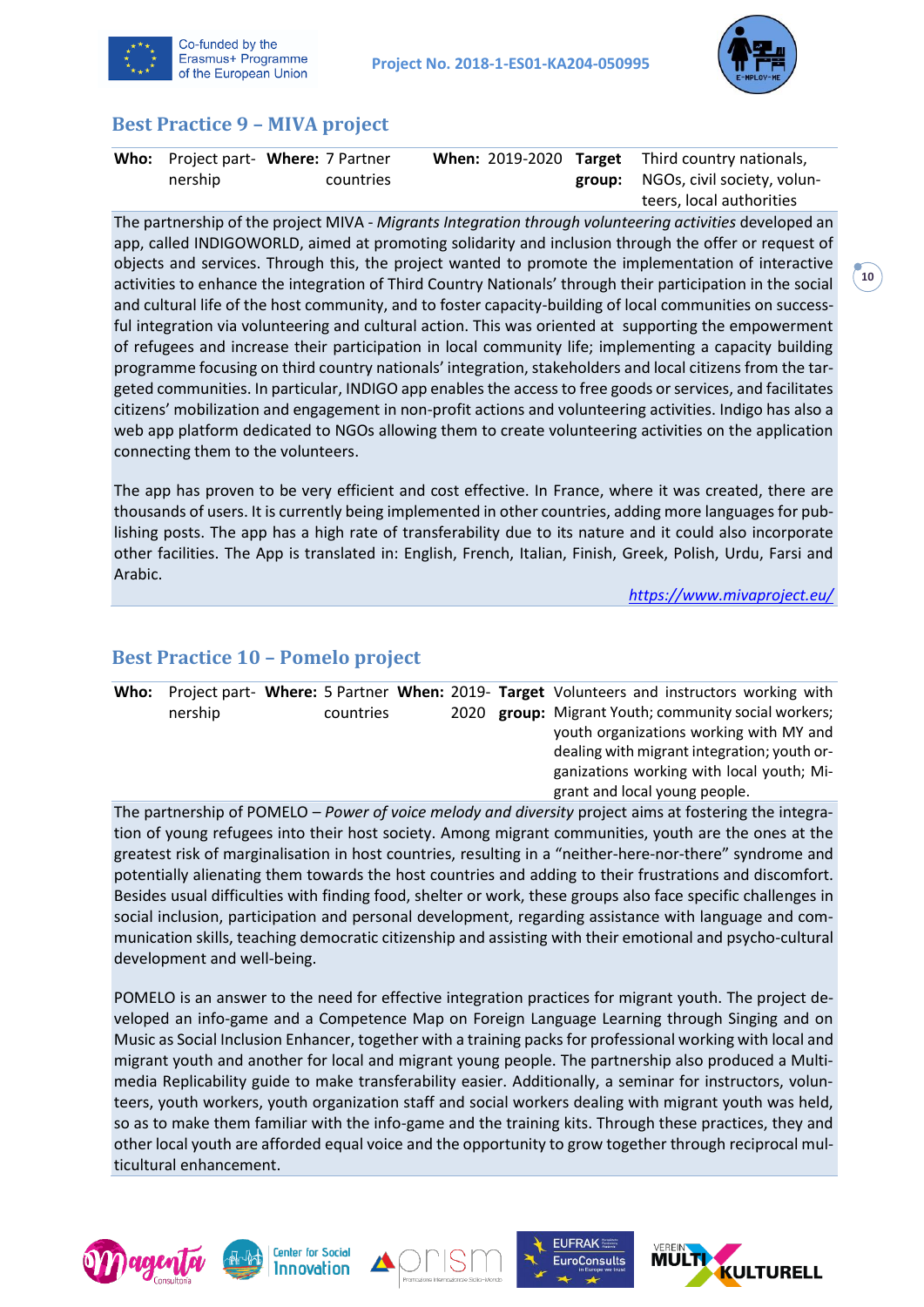## Best Practice 9 – MIVA project

| Who: | Project partnership | Where: | 7 Partner countries | When: | 2019-2020 | Target group: | Third country nationals, NGOs, civil society, volunteers, local authorities |
|---|---|---|---|---|---|---|---|

The partnership of the project MIVA - *Migrants Integration through volunteering activities* developed an app, called INDIGOWORLD, aimed at promoting solidarity and inclusion through the offer or request of objects and services. Through this, the project wanted to promote the implementation of interactive activities to enhance the integration of Third Country Nationals' through their participation in the social and cultural life of the host community, and to foster capacity-building of local communities on successful integration via volunteering and cultural action. This was oriented at supporting the empowerment of refugees and increase their participation in local community life; implementing a capacity building programme focusing on third country nationals' integration, stakeholders and local citizens from the targeted communities. In particular, INDIGO app enables the access to free goods or services, and facilitates citizens' mobilization and engagement in non-profit actions and volunteering activities. Indigo has also a web app platform dedicated to NGOs allowing them to create volunteering activities on the application connecting them to the volunteers.

The app has proven to be very efficient and cost effective. In France, where it was created, there are thousands of users. It is currently being implemented in other countries, adding more languages for publishing posts. The app has a high rate of transferability due to its nature and it could also incorporate other facilities. The App is translated in: English, French, Italian, Finish, Greek, Polish, Urdu, Farsi and Arabic.

https://www.mivaproject.eu/

## Best Practice 10 – Pomelo project

| Who: | Project partnership | Where: | 5 Partner countries | When: | 2019-2020 | Target group: | Volunteers and instructors working with Migrant Youth; community social workers; youth organizations working with MY and dealing with migrant integration; youth organizations working with local youth; Migrant and local young people. |
|---|---|---|---|---|---|---|---|

The partnership of POMELO – *Power of voice melody and diversity* project aims at fostering the integration of young refugees into their host society. Among migrant communities, youth are the ones at the greatest risk of marginalisation in host countries, resulting in a "neither-here-nor-there" syndrome and potentially alienating them towards the host countries and adding to their frustrations and discomfort. Besides usual difficulties with finding food, shelter or work, these groups also face specific challenges in social inclusion, participation and personal development, regarding assistance with language and communication skills, teaching democratic citizenship and assisting with their emotional and psycho-cultural development and well-being.

POMELO is an answer to the need for effective integration practices for migrant youth. The project developed an info-game and a Competence Map on Foreign Language Learning through Singing and on Music as Social Inclusion Enhancer, together with a training packs for professional working with local and migrant youth and another for local and migrant young people. The partnership also produced a Multimedia Replicability guide to make transferability easier. Additionally, a seminar for instructors, volunteers, youth workers, youth organization staff and social workers dealing with migrant youth was held, so as to make them familiar with the info-game and the training kits. Through these practices, they and other local youth are afforded equal voice and the opportunity to grow together through reciprocal multicultural enhancement.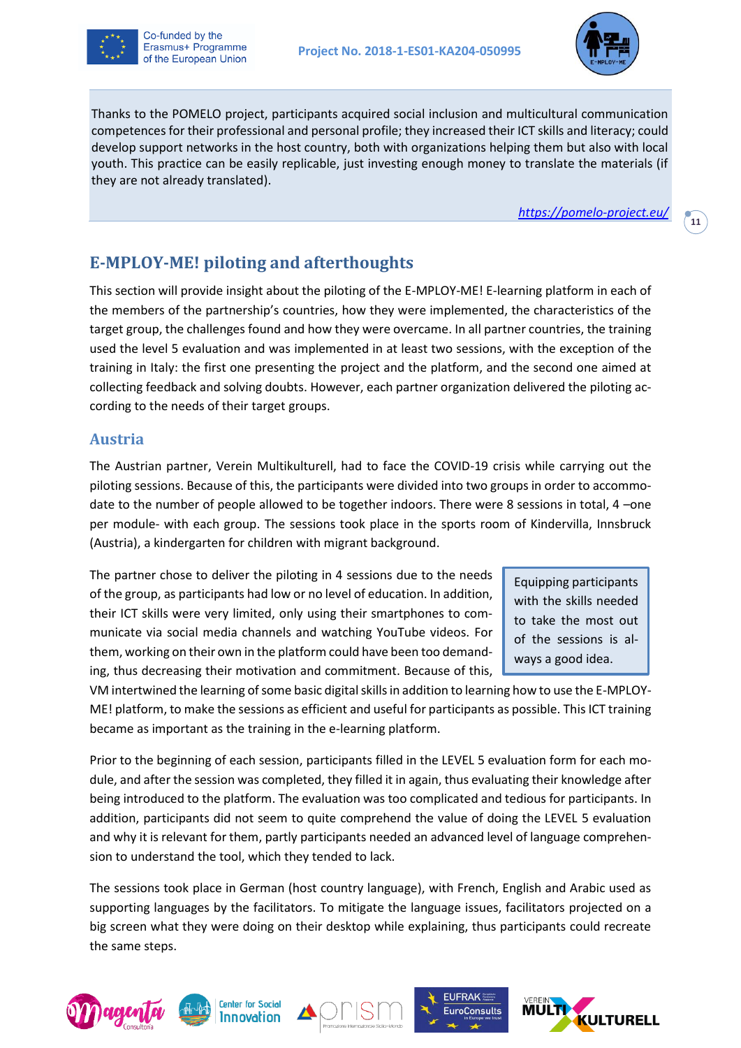Thanks to the POMELO project, participants acquired social inclusion and multicultural communication competences for their professional and personal profile; they increased their ICT skills and literacy; could develop support networks in the host country, both with organizations helping them but also with local youth. This practice can be easily replicable, just investing enough money to translate the materials (if they are not already translated).

https://pomelo-project.eu/

## E-MPLOY-ME! piloting and afterthoughts

This section will provide insight about the piloting of the E-MPLOY-ME! E-learning platform in each of the members of the partnership's countries, how they were implemented, the characteristics of the target group, the challenges found and how they were overcame. In all partner countries, the training used the level 5 evaluation and was implemented in at least two sessions, with the exception of the training in Italy: the first one presenting the project and the platform, and the second one aimed at collecting feedback and solving doubts. However, each partner organization delivered the piloting according to the needs of their target groups.

### Austria

The Austrian partner, Verein Multikulturell, had to face the COVID-19 crisis while carrying out the piloting sessions. Because of this, the participants were divided into two groups in order to accommodate to the number of people allowed to be together indoors. There were 8 sessions in total, 4 –one per module- with each group. The sessions took place in the sports room of Kindervilla, Innsbruck (Austria), a kindergarten for children with migrant background.

> Equipping participants with the skills needed to take the most out of the sessions is always a good idea.

The partner chose to deliver the piloting in 4 sessions due to the needs of the group, as participants had low or no level of education. In addition, their ICT skills were very limited, only using their smartphones to communicate via social media channels and watching YouTube videos. For them, working on their own in the platform could have been too demanding, thus decreasing their motivation and commitment. Because of this, VM intertwined the learning of some basic digital skills in addition to learning how to use the E-MPLOY-ME! platform, to make the sessions as efficient and useful for participants as possible. This ICT training became as important as the training in the e-learning platform.

Prior to the beginning of each session, participants filled in the LEVEL 5 evaluation form for each module, and after the session was completed, they filled it in again, thus evaluating their knowledge after being introduced to the platform. The evaluation was too complicated and tedious for participants. In addition, participants did not seem to quite comprehend the value of doing the LEVEL 5 evaluation and why it is relevant for them, partly participants needed an advanced level of language comprehension to understand the tool, which they tended to lack.

The sessions took place in German (host country language), with French, English and Arabic used as supporting languages by the facilitators. To mitigate the language issues, facilitators projected on a big screen what they were doing on their desktop while explaining, thus participants could recreate the same steps.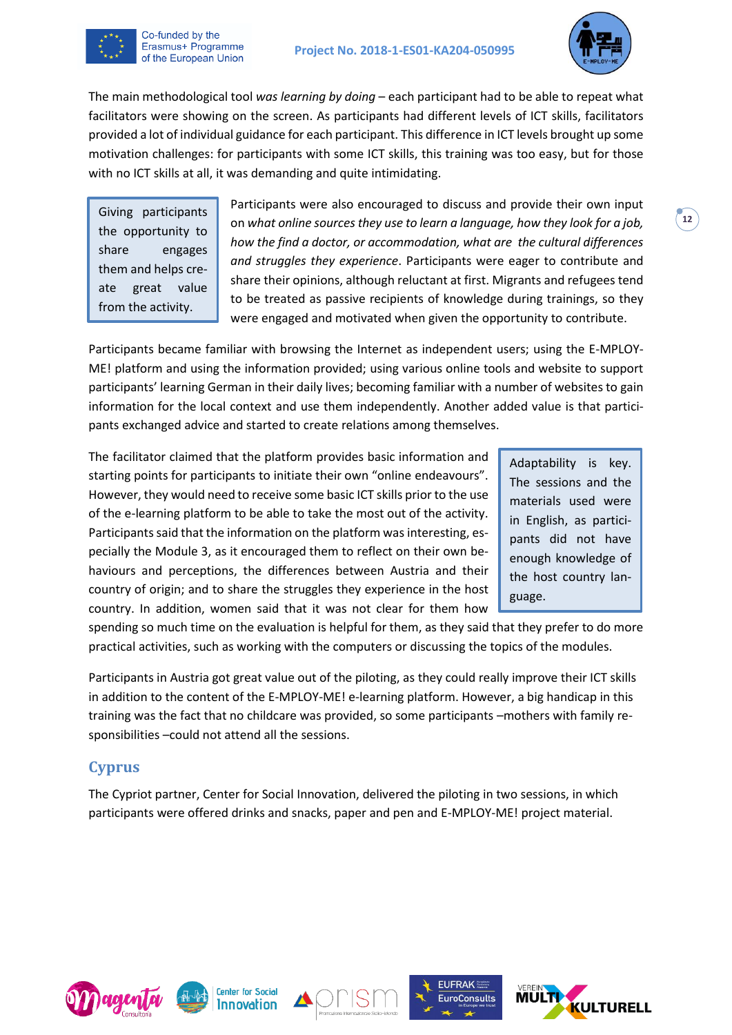The main methodological tool *was learning by doing* – each participant had to be able to repeat what facilitators were showing on the screen. As participants had different levels of ICT skills, facilitators provided a lot of individual guidance for each participant. This difference in ICT levels brought up some motivation challenges: for participants with some ICT skills, this training was too easy, but for those with no ICT skills at all, it was demanding and quite intimidating.

> Giving participants the opportunity to share engages them and helps create great value from the activity.

Participants were also encouraged to discuss and provide their own input on *what online sources they use to learn a language, how they look for a job, how the find a doctor, or accommodation, what are the cultural differences and struggles they experience*. Participants were eager to contribute and share their opinions, although reluctant at first. Migrants and refugees tend to be treated as passive recipients of knowledge during trainings, so they were engaged and motivated when given the opportunity to contribute.

Participants became familiar with browsing the Internet as independent users; using the E-MPLOY-ME! platform and using the information provided; using various online tools and website to support participants' learning German in their daily lives; becoming familiar with a number of websites to gain information for the local context and use them independently. Another added value is that participants exchanged advice and started to create relations among themselves.

> Adaptability is key. The sessions and the materials used were in English, as participants did not have enough knowledge of the host country language.

The facilitator claimed that the platform provides basic information and starting points for participants to initiate their own "online endeavours". However, they would need to receive some basic ICT skills prior to the use of the e-learning platform to be able to take the most out of the activity. Participants said that the information on the platform was interesting, especially the Module 3, as it encouraged them to reflect on their own behaviours and perceptions, the differences between Austria and their country of origin; and to share the struggles they experience in the host country. In addition, women said that it was not clear for them how spending so much time on the evaluation is helpful for them, as they said that they prefer to do more practical activities, such as working with the computers or discussing the topics of the modules.

Participants in Austria got great value out of the piloting, as they could really improve their ICT skills in addition to the content of the E-MPLOY-ME! e-learning platform. However, a big handicap in this training was the fact that no childcare was provided, so some participants –mothers with family responsibilities –could not attend all the sessions.

## Cyprus

The Cypriot partner, Center for Social Innovation, delivered the piloting in two sessions, in which participants were offered drinks and snacks, paper and pen and E-MPLOY-ME! project material.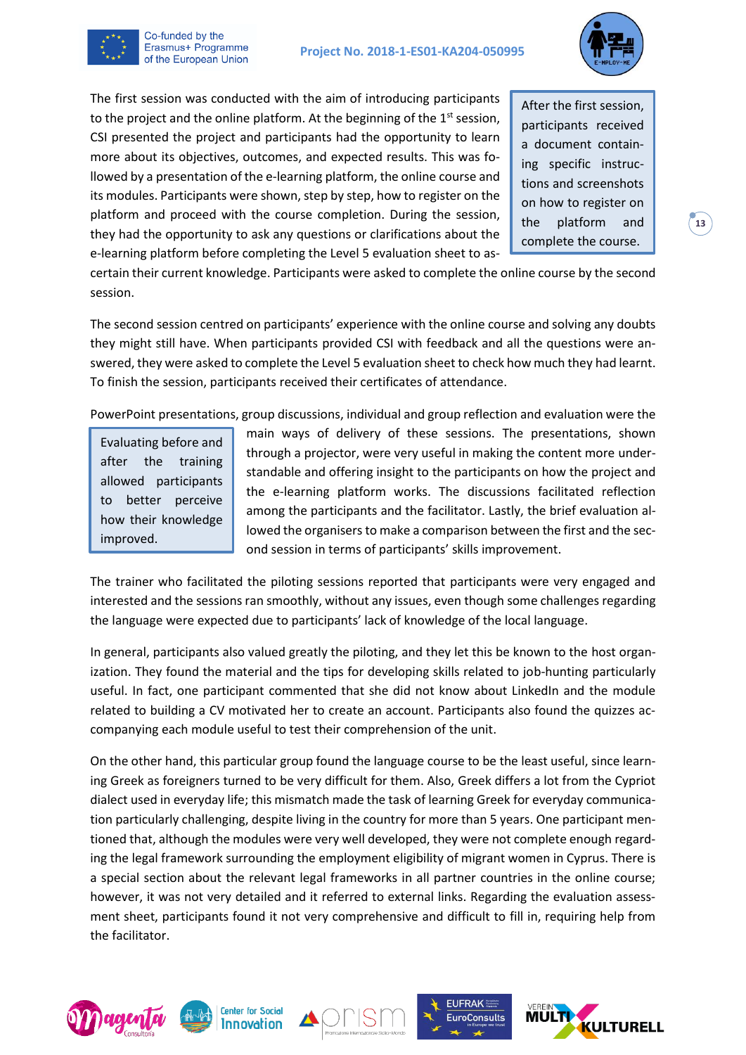The first session was conducted with the aim of introducing participants to the project and the online platform. At the beginning of the 1st session, CSI presented the project and participants had the opportunity to learn more about its objectives, outcomes, and expected results. This was followed by a presentation of the e-learning platform, the online course and its modules. Participants were shown, step by step, how to register on the platform and proceed with the course completion. During the session, they had the opportunity to ask any questions or clarifications about the e-learning platform before completing the Level 5 evaluation sheet to ascertain their current knowledge. Participants were asked to complete the online course by the second session.

> After the first session, participants received a document containing specific instructions and screenshots on how to register on the platform and complete the course.

The second session centred on participants' experience with the online course and solving any doubts they might still have. When participants provided CSI with feedback and all the questions were answered, they were asked to complete the Level 5 evaluation sheet to check how much they had learnt. To finish the session, participants received their certificates of attendance.

PowerPoint presentations, group discussions, individual and group reflection and evaluation were the main ways of delivery of these sessions. The presentations, shown through a projector, were very useful in making the content more understandable and offering insight to the participants on how the project and the e-learning platform works. The discussions facilitated reflection among the participants and the facilitator. Lastly, the brief evaluation allowed the organisers to make a comparison between the first and the second session in terms of participants' skills improvement.

> Evaluating before and after the training allowed participants to better perceive how their knowledge improved.

The trainer who facilitated the piloting sessions reported that participants were very engaged and interested and the sessions ran smoothly, without any issues, even though some challenges regarding the language were expected due to participants' lack of knowledge of the local language.

In general, participants also valued greatly the piloting, and they let this be known to the host organization. They found the material and the tips for developing skills related to job-hunting particularly useful. In fact, one participant commented that she did not know about LinkedIn and the module related to building a CV motivated her to create an account. Participants also found the quizzes accompanying each module useful to test their comprehension of the unit.

On the other hand, this particular group found the language course to be the least useful, since learning Greek as foreigners turned to be very difficult for them. Also, Greek differs a lot from the Cypriot dialect used in everyday life; this mismatch made the task of learning Greek for everyday communication particularly challenging, despite living in the country for more than 5 years. One participant mentioned that, although the modules were very well developed, they were not complete enough regarding the legal framework surrounding the employment eligibility of migrant women in Cyprus. There is a special section about the relevant legal frameworks in all partner countries in the online course; however, it was not very detailed and it referred to external links. Regarding the evaluation assessment sheet, participants found it not very comprehensive and difficult to fill in, requiring help from the facilitator.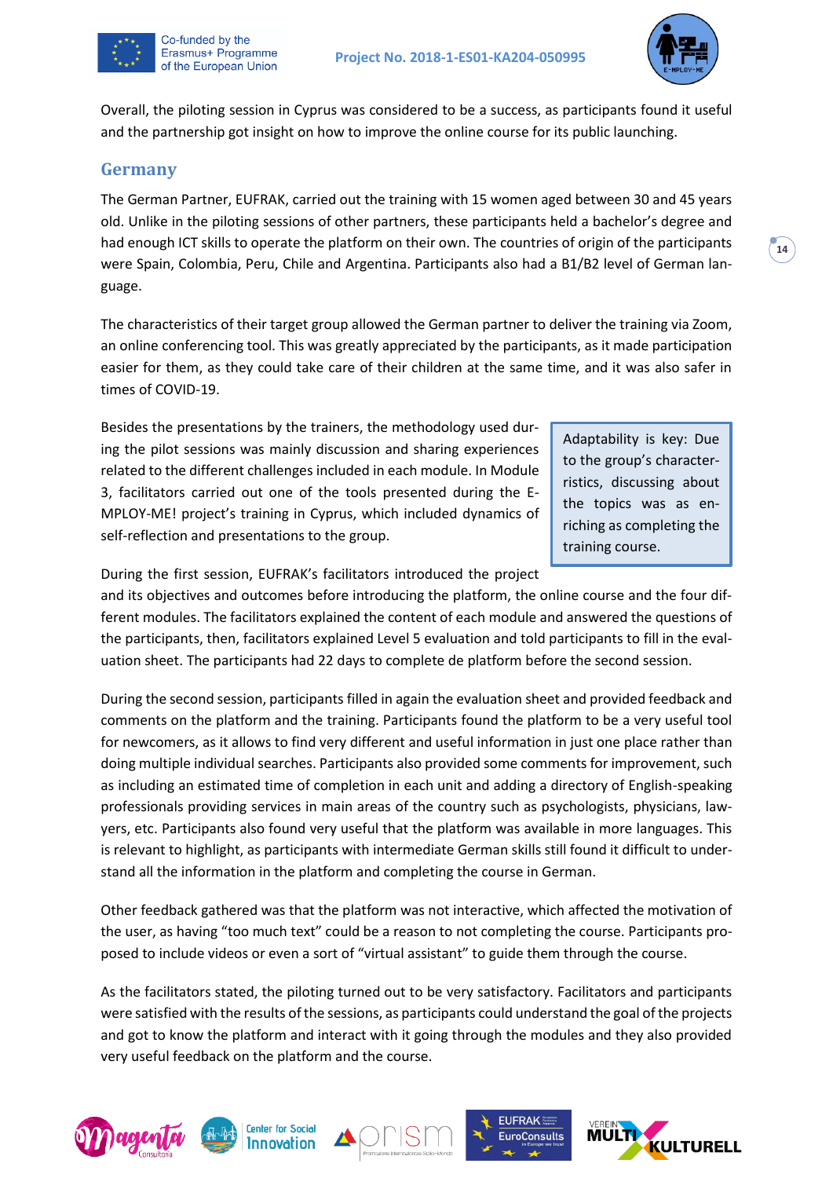Overall, the piloting session in Cyprus was considered to be a success, as participants found it useful and the partnership got insight on how to improve the online course for its public launching.

## Germany

The German Partner, EUFRAK, carried out the training with 15 women aged between 30 and 45 years old. Unlike in the piloting sessions of other partners, these participants held a bachelor's degree and had enough ICT skills to operate the platform on their own. The countries of origin of the participants were Spain, Colombia, Peru, Chile and Argentina. Participants also had a B1/B2 level of German language.

The characteristics of their target group allowed the German partner to deliver the training via Zoom, an online conferencing tool. This was greatly appreciated by the participants, as it made participation easier for them, as they could take care of their children at the same time, and it was also safer in times of COVID-19.

Besides the presentations by the trainers, the methodology used during the pilot sessions was mainly discussion and sharing experiences related to the different challenges included in each module. In Module 3, facilitators carried out one of the tools presented during the E-MPLOY-ME! project's training in Cyprus, which included dynamics of self-reflection and presentations to the group.

> Adaptability is key: Due to the group's characteristics, discussing about the topics was as enriching as completing the training course.

During the first session, EUFRAK's facilitators introduced the project and its objectives and outcomes before introducing the platform, the online course and the four different modules. The facilitators explained the content of each module and answered the questions of the participants, then, facilitators explained Level 5 evaluation and told participants to fill in the evaluation sheet. The participants had 22 days to complete de platform before the second session.

During the second session, participants filled in again the evaluation sheet and provided feedback and comments on the platform and the training. Participants found the platform to be a very useful tool for newcomers, as it allows to find very different and useful information in just one place rather than doing multiple individual searches. Participants also provided some comments for improvement, such as including an estimated time of completion in each unit and adding a directory of English-speaking professionals providing services in main areas of the country such as psychologists, physicians, lawyers, etc. Participants also found very useful that the platform was available in more languages. This is relevant to highlight, as participants with intermediate German skills still found it difficult to understand all the information in the platform and completing the course in German.

Other feedback gathered was that the platform was not interactive, which affected the motivation of the user, as having "too much text" could be a reason to not completing the course. Participants proposed to include videos or even a sort of "virtual assistant" to guide them through the course.

As the facilitators stated, the piloting turned out to be very satisfactory. Facilitators and participants were satisfied with the results of the sessions, as participants could understand the goal of the projects and got to know the platform and interact with it going through the modules and they also provided very useful feedback on the platform and the course.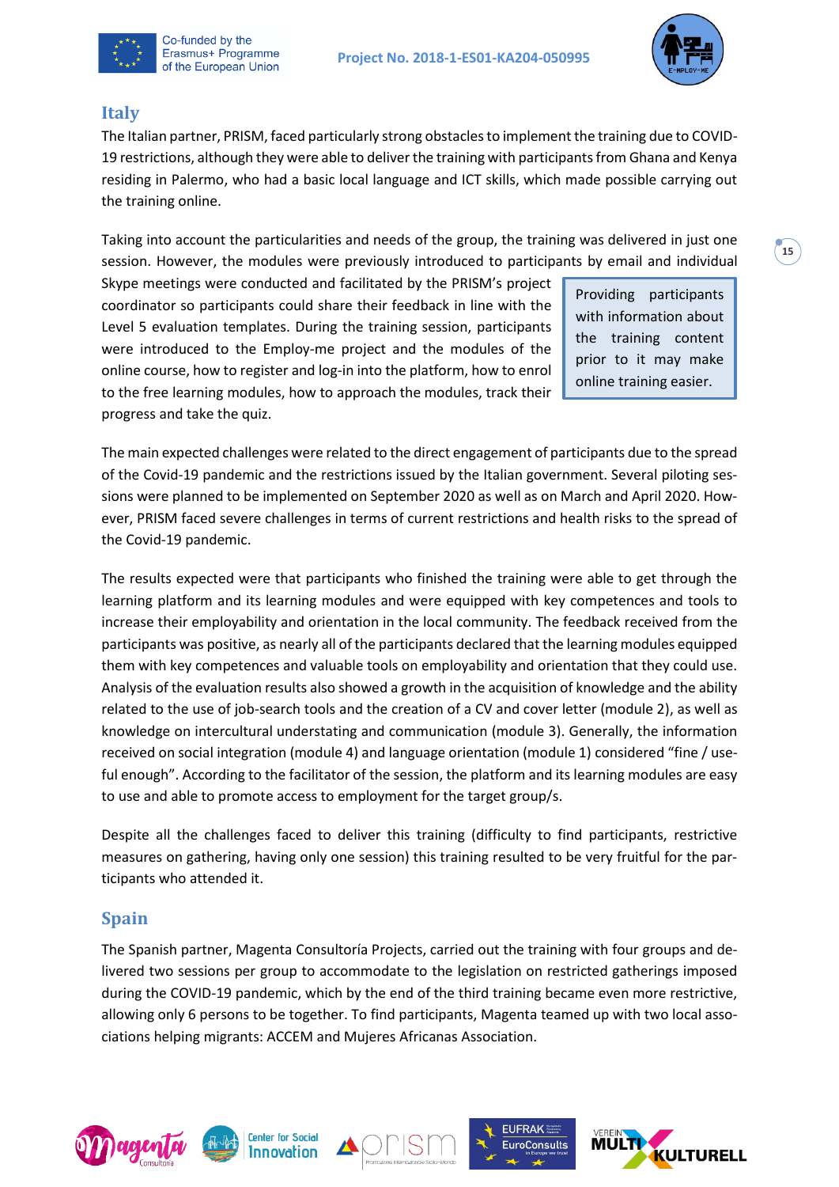## Italy

The Italian partner, PRISM, faced particularly strong obstacles to implement the training due to COVID-19 restrictions, although they were able to deliver the training with participants from Ghana and Kenya residing in Palermo, who had a basic local language and ICT skills, which made possible carrying out the training online.

Taking into account the particularities and needs of the group, the training was delivered in just one session. However, the modules were previously introduced to participants by email and individual Skype meetings were conducted and facilitated by the PRISM's project coordinator so participants could share their feedback in line with the Level 5 evaluation templates. During the training session, participants were introduced to the Employ-me project and the modules of the online course, how to register and log-in into the platform, how to enrol to the free learning modules, how to approach the modules, track their progress and take the quiz.

> Providing participants with information about the training content prior to it may make online training easier.

The main expected challenges were related to the direct engagement of participants due to the spread of the Covid-19 pandemic and the restrictions issued by the Italian government. Several piloting sessions were planned to be implemented on September 2020 as well as on March and April 2020. However, PRISM faced severe challenges in terms of current restrictions and health risks to the spread of the Covid-19 pandemic.

The results expected were that participants who finished the training were able to get through the learning platform and its learning modules and were equipped with key competences and tools to increase their employability and orientation in the local community. The feedback received from the participants was positive, as nearly all of the participants declared that the learning modules equipped them with key competences and valuable tools on employability and orientation that they could use. Analysis of the evaluation results also showed a growth in the acquisition of knowledge and the ability related to the use of job-search tools and the creation of a CV and cover letter (module 2), as well as knowledge on intercultural understating and communication (module 3). Generally, the information received on social integration (module 4) and language orientation (module 1) considered "fine / useful enough". According to the facilitator of the session, the platform and its learning modules are easy to use and able to promote access to employment for the target group/s.

Despite all the challenges faced to deliver this training (difficulty to find participants, restrictive measures on gathering, having only one session) this training resulted to be very fruitful for the participants who attended it.

## Spain

The Spanish partner, Magenta Consultoría Projects, carried out the training with four groups and delivered two sessions per group to accommodate to the legislation on restricted gatherings imposed during the COVID-19 pandemic, which by the end of the third training became even more restrictive, allowing only 6 persons to be together. To find participants, Magenta teamed up with two local associations helping migrants: ACCEM and Mujeres Africanas Association.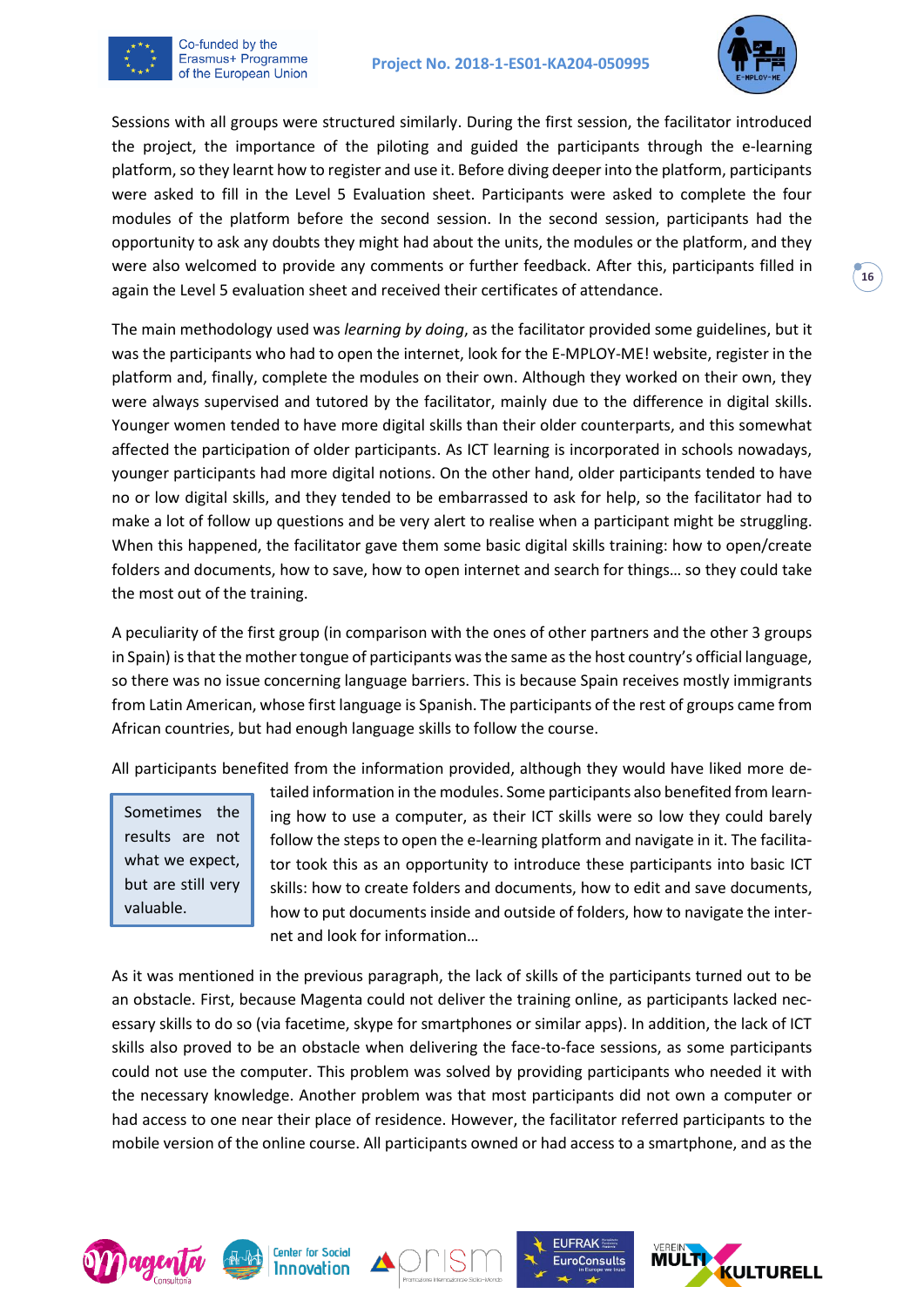Sessions with all groups were structured similarly. During the first session, the facilitator introduced the project, the importance of the piloting and guided the participants through the e-learning platform, so they learnt how to register and use it. Before diving deeper into the platform, participants were asked to fill in the Level 5 Evaluation sheet. Participants were asked to complete the four modules of the platform before the second session. In the second session, participants had the opportunity to ask any doubts they might had about the units, the modules or the platform, and they were also welcomed to provide any comments or further feedback. After this, participants filled in again the Level 5 evaluation sheet and received their certificates of attendance.

The main methodology used was *learning by doing*, as the facilitator provided some guidelines, but it was the participants who had to open the internet, look for the E-MPLOY-ME! website, register in the platform and, finally, complete the modules on their own. Although they worked on their own, they were always supervised and tutored by the facilitator, mainly due to the difference in digital skills. Younger women tended to have more digital skills than their older counterparts, and this somewhat affected the participation of older participants. As ICT learning is incorporated in schools nowadays, younger participants had more digital notions. On the other hand, older participants tended to have no or low digital skills, and they tended to be embarrassed to ask for help, so the facilitator had to make a lot of follow up questions and be very alert to realise when a participant might be struggling. When this happened, the facilitator gave them some basic digital skills training: how to open/create folders and documents, how to save, how to open internet and search for things… so they could take the most out of the training.

A peculiarity of the first group (in comparison with the ones of other partners and the other 3 groups in Spain) is that the mother tongue of participants was the same as the host country's official language, so there was no issue concerning language barriers. This is because Spain receives mostly immigrants from Latin American, whose first language is Spanish. The participants of the rest of groups came from African countries, but had enough language skills to follow the course.

> Sometimes the results are not what we expect, but are still very valuable.

All participants benefited from the information provided, although they would have liked more detailed information in the modules. Some participants also benefited from learning how to use a computer, as their ICT skills were so low they could barely follow the steps to open the e-learning platform and navigate in it. The facilitator took this as an opportunity to introduce these participants into basic ICT skills: how to create folders and documents, how to edit and save documents, how to put documents inside and outside of folders, how to navigate the internet and look for information…

As it was mentioned in the previous paragraph, the lack of skills of the participants turned out to be an obstacle. First, because Magenta could not deliver the training online, as participants lacked necessary skills to do so (via facetime, skype for smartphones or similar apps). In addition, the lack of ICT skills also proved to be an obstacle when delivering the face-to-face sessions, as some participants could not use the computer. This problem was solved by providing participants who needed it with the necessary knowledge. Another problem was that most participants did not own a computer or had access to one near their place of residence. However, the facilitator referred participants to the mobile version of the online course. All participants owned or had access to a smartphone, and as the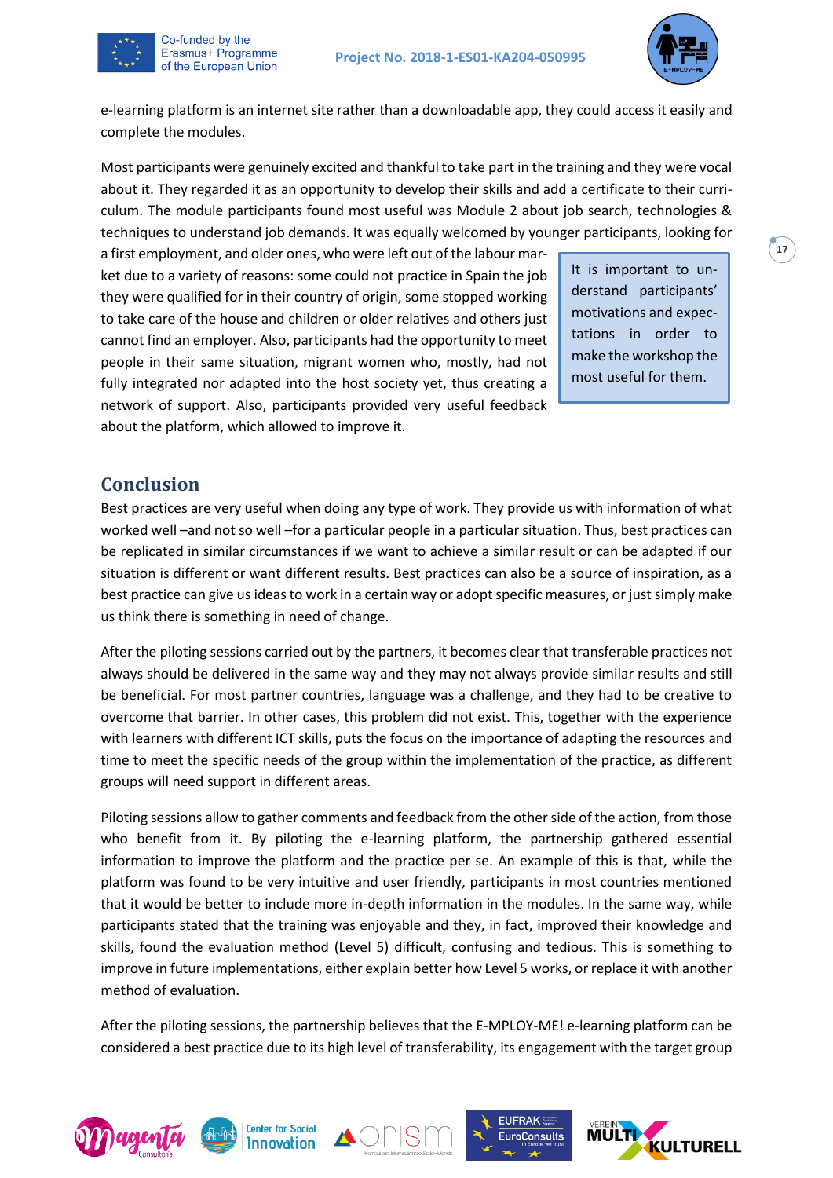e-learning platform is an internet site rather than a downloadable app, they could access it easily and complete the modules.

Most participants were genuinely excited and thankful to take part in the training and they were vocal about it. They regarded it as an opportunity to develop their skills and add a certificate to their curriculum. The module participants found most useful was Module 2 about job search, technologies & techniques to understand job demands. It was equally welcomed by younger participants, looking for a first employment, and older ones, who were left out of the labour market due to a variety of reasons: some could not practice in Spain the job they were qualified for in their country of origin, some stopped working to take care of the house and children or older relatives and others just cannot find an employer. Also, participants had the opportunity to meet people in their same situation, migrant women who, mostly, had not fully integrated nor adapted into the host society yet, thus creating a network of support. Also, participants provided very useful feedback about the platform, which allowed to improve it.

> It is important to understand participants' motivations and expectations in order to make the workshop the most useful for them.

## Conclusion

Best practices are very useful when doing any type of work. They provide us with information of what worked well –and not so well –for a particular people in a particular situation. Thus, best practices can be replicated in similar circumstances if we want to achieve a similar result or can be adapted if our situation is different or want different results. Best practices can also be a source of inspiration, as a best practice can give us ideas to work in a certain way or adopt specific measures, or just simply make us think there is something in need of change.

After the piloting sessions carried out by the partners, it becomes clear that transferable practices not always should be delivered in the same way and they may not always provide similar results and still be beneficial. For most partner countries, language was a challenge, and they had to be creative to overcome that barrier. In other cases, this problem did not exist. This, together with the experience with learners with different ICT skills, puts the focus on the importance of adapting the resources and time to meet the specific needs of the group within the implementation of the practice, as different groups will need support in different areas.

Piloting sessions allow to gather comments and feedback from the other side of the action, from those who benefit from it. By piloting the e-learning platform, the partnership gathered essential information to improve the platform and the practice per se. An example of this is that, while the platform was found to be very intuitive and user friendly, participants in most countries mentioned that it would be better to include more in-depth information in the modules. In the same way, while participants stated that the training was enjoyable and they, in fact, improved their knowledge and skills, found the evaluation method (Level 5) difficult, confusing and tedious. This is something to improve in future implementations, either explain better how Level 5 works, or replace it with another method of evaluation.

After the piloting sessions, the partnership believes that the E-MPLOY-ME! e-learning platform can be considered a best practice due to its high level of transferability, its engagement with the target group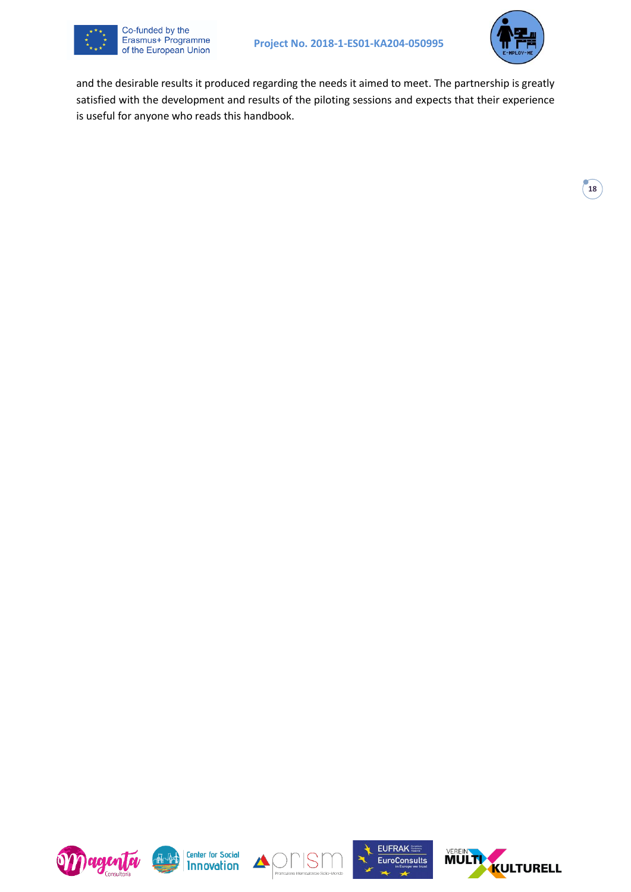and the desirable results it produced regarding the needs it aimed to meet. The partnership is greatly satisfied with the development and results of the piloting sessions and expects that their experience is useful for anyone who reads this handbook.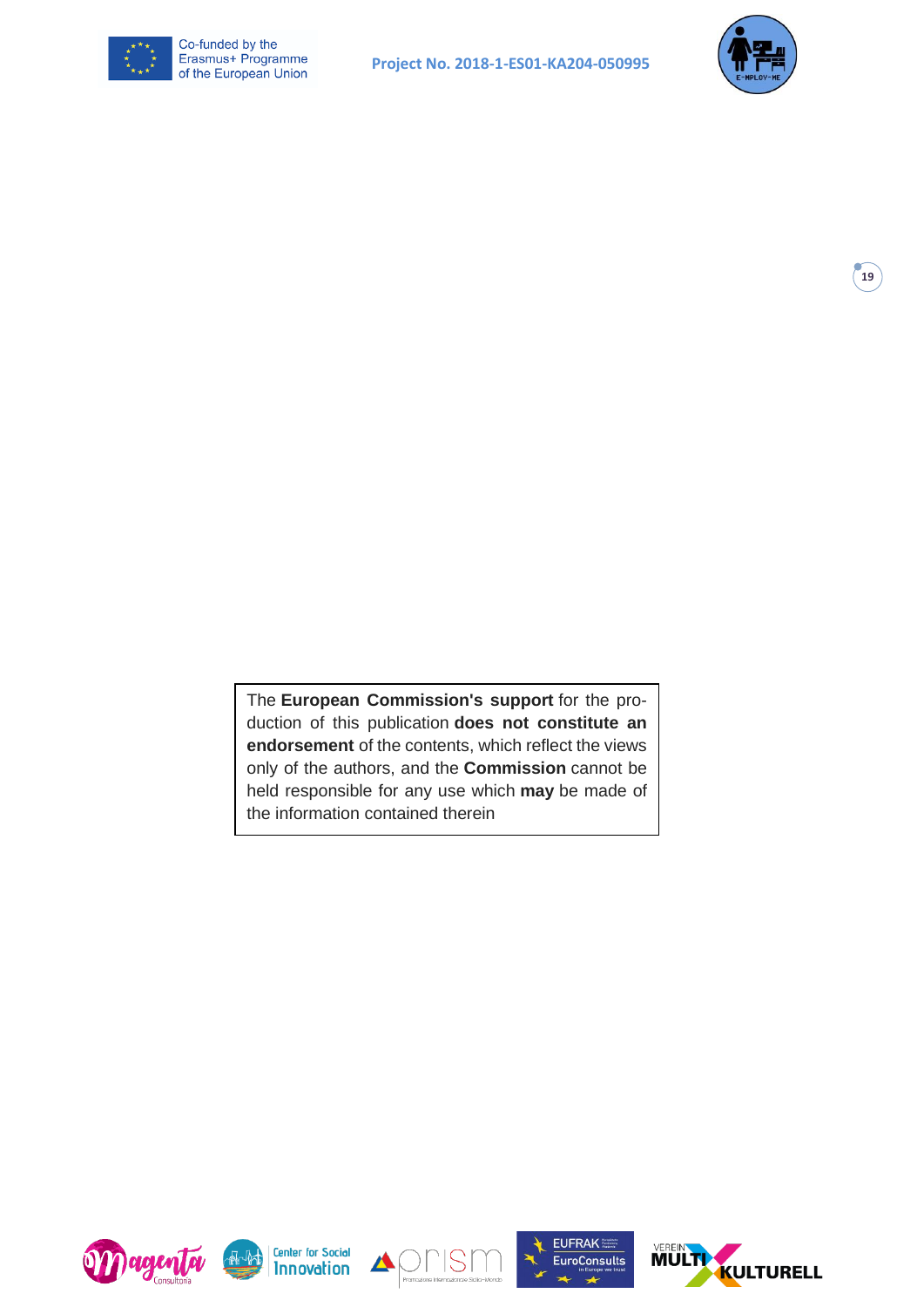The **European Commission's support** for the production of this publication **does not constitute an endorsement** of the contents, which reflect the views only of the authors, and the **Commission** cannot be held responsible for any use which **may** be made of the information contained therein